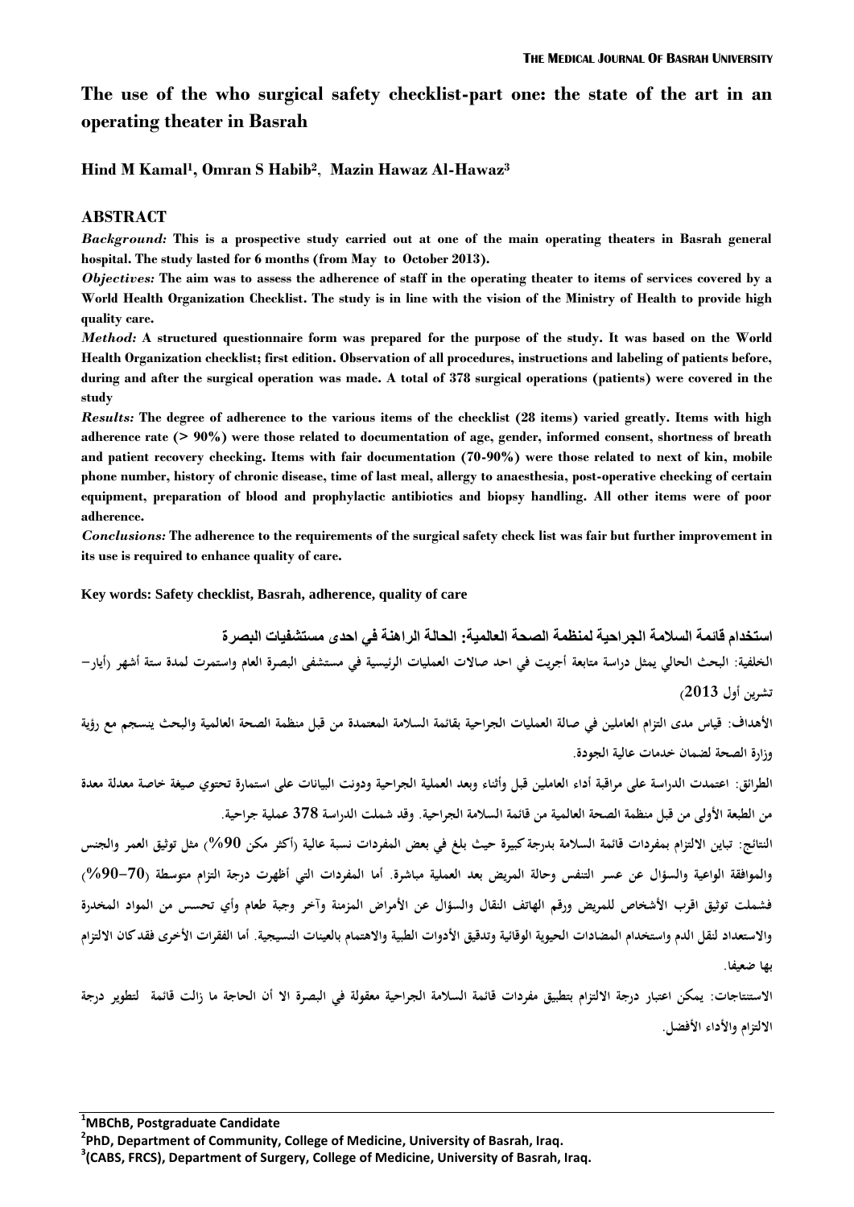# The use of the who surgical safety checklist-part one: the state of the art in an operating theater in Basrah

**Hind M Kamal[1], Omran S Habib[2], Mazin Hawaz Al-Hawaz[3]**

## ABSTRACT

***Background:*** **This is a prospective study carried out at one of the main operating theaters in Basrah general hospital. The study lasted for 6 months (from May to October 2013).**

***Objectives:*** **The aim was to assess the adherence of staff in the operating theater to items of services covered by a World Health Organization Checklist. The study is in line with the vision of the Ministry of Health to provide high quality care.**

***Method:*** **A structured questionnaire form was prepared for the purpose of the study. It was based on the World Health Organization checklist; first edition. Observation of all procedures, instructions and labeling of patients before, during and after the surgical operation was made. A total of 378 surgical operations (patients) were covered in the study**

***Results:*** **The degree of adherence to the various items of the checklist (28 items) varied greatly. Items with high adherence rate (> 90%) were those related to documentation of age, gender, informed consent, shortness of breath and patient recovery checking. Items with fair documentation (70-90%) were those related to next of kin, mobile phone number, history of chronic disease, time of last meal, allergy to anaesthesia, post-operative checking of certain equipment, preparation of blood and prophylactic antibiotics and biopsy handling. All other items were of poor adherence.**

***Conclusions:*** **The adherence to the requirements of the surgical safety check list was fair but further improvement in its use is required to enhance quality of care.**

**Key words: Safety checklist, Basrah, adherence, quality of care**

**استخدام قائمة السلامة الجراحية لمنظمة الصحة العالمية: الحالة الراهنة في احدى مستشفيات البصرة**

**الخلفية: البحث الحالي يمثل دراسة متابعة أجريت في احد صالات العمليات الرئيسية في مستشفى البصرة العام واستمرت لمدة ستة أشهر (أيار– تشرين أول 2013)**

**الأهداف: قياس مدى التزام العاملين في صالة العمليات الجراحية بقائمة السلامة المعتمدة من قبل منظمة الصحة العالمية والبحث ينسجم مع رؤية وزارة الصحة لضمان خدمات عالية الجودة.**

**الطرائق: اعتمدت الدراسة على مراقبة أداء العاملين قبل وأثناء وبعد العملية الجراحية ودونت البيانات على استمارة تحتوي صيغة خاصة معدلة معدة من الطبعة الأولى من قبل منظمة الصحة العالمية من قائمة السلامة الجراحية. وقد شملت الدراسة 378 عملية جراحية.**

**النتائج: تباين الالتزام بمفردات قائمة السلامة بدرجة كبيرة حيث بلغ في بعض المفردات نسبة عالية (أكثر مكن 90%) مثل توثيق العمر والجنس والموافقة الواعية والسؤال عن عسر التنفس وحالة المريض بعد العملية مباشرة. أما المفردات التي أظهرت درجة التزام متوسطة (70–90%) فشملت توثيق اقرب الأشخاص للمريض ورقم الهاتف النقال والسؤال عن الأمراض المزمنة وآخر وجبة طعام وأي تحسس من المواد المخدرة والاستعداد لنقل الدم واستخدام المضادات الحيوية الوقائية وتدقيق الأدوات الطبية والاهتمام بالعينات النسيجية. أما الفقرات الأخرى فقد كان الالتزام بها ضعيفا.**

**الاستنتاجات: يمكن اعتبار درجة الالتزام بتطبيق مفردات قائمة السلامة الجراحية معقولة في البصرة الا أن الحاجة ما زالت قائمة لتطوير درجة الالتزام والأداء الأفضل.**

---

[1]MBChB, Postgraduate Candidate

[2]PhD, Department of Community, College of Medicine, University of Basrah, Iraq.

[3](CABS, FRCS), Department of Surgery, College of Medicine, University of Basrah, Iraq.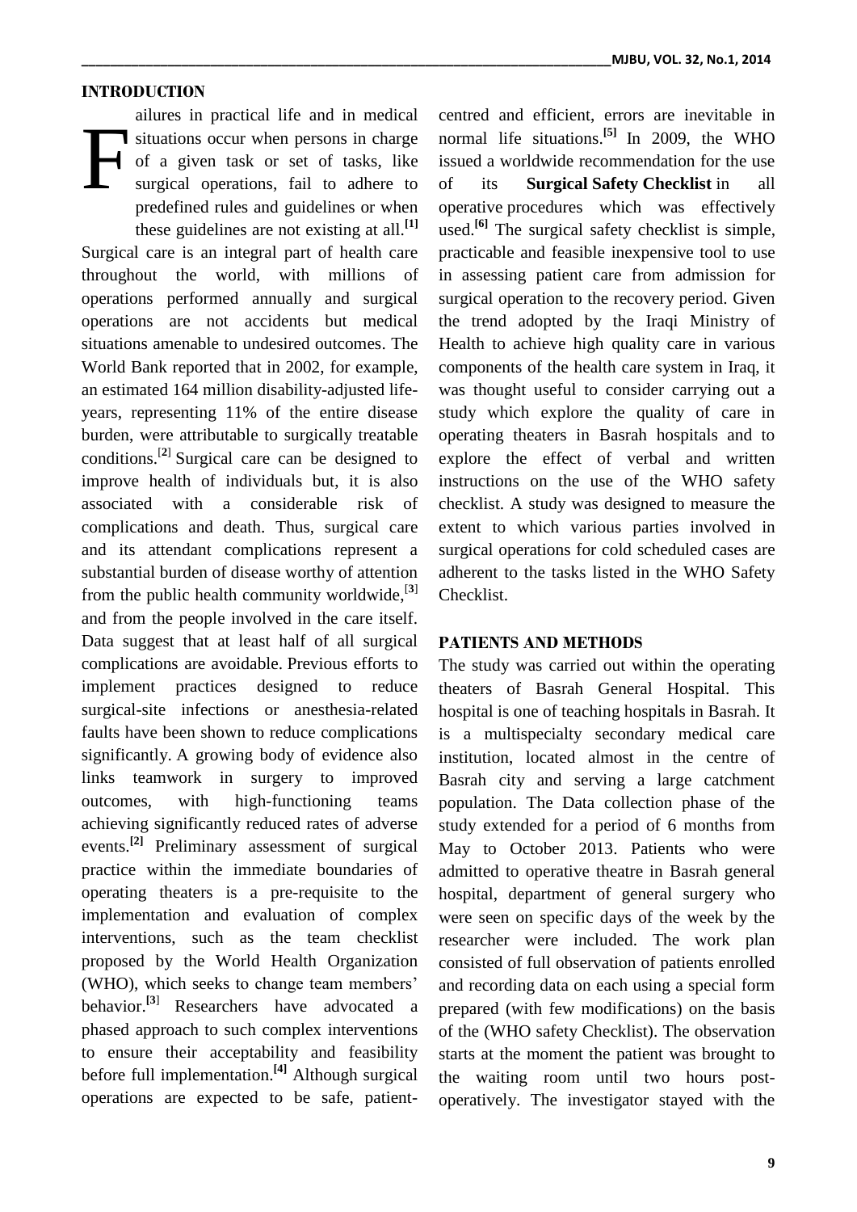## INTRODUCTION

Failures in practical life and in medical situations occur when persons in charge of a given task or set of tasks, like surgical operations, fail to adhere to predefined rules and guidelines or when these guidelines are not existing at all.[1] Surgical care is an integral part of health care throughout the world, with millions of operations performed annually and surgical operations are not accidents but medical situations amenable to undesired outcomes. The World Bank reported that in 2002, for example, an estimated 164 million disability-adjusted life-years, representing 11% of the entire disease burden, were attributable to surgically treatable conditions.[2] Surgical care can be designed to improve health of individuals but, it is also associated with a considerable risk of complications and death. Thus, surgical care and its attendant complications represent a substantial burden of disease worthy of attention from the public health community worldwide,[3] and from the people involved in the care itself. Data suggest that at least half of all surgical complications are avoidable. Previous efforts to implement practices designed to reduce surgical-site infections or anesthesia-related faults have been shown to reduce complications significantly. A growing body of evidence also links teamwork in surgery to improved outcomes, with high-functioning teams achieving significantly reduced rates of adverse events.[2] Preliminary assessment of surgical practice within the immediate boundaries of operating theaters is a pre-requisite to the implementation and evaluation of complex interventions, such as the team checklist proposed by the World Health Organization (WHO), which seeks to change team members' behavior.[3] Researchers have advocated a phased approach to such complex interventions to ensure their acceptability and feasibility before full implementation.[4] Although surgical operations are expected to be safe, patient-centred and efficient, errors are inevitable in normal life situations.[5] In 2009, the WHO issued a worldwide recommendation for the use of its **Surgical Safety Checklist** in all operative procedures which was effectively used.[6] The surgical safety checklist is simple, practicable and feasible inexpensive tool to use in assessing patient care from admission for surgical operation to the recovery period. Given the trend adopted by the Iraqi Ministry of Health to achieve high quality care in various components of the health care system in Iraq, it was thought useful to consider carrying out a study which explore the quality of care in operating theaters in Basrah hospitals and to explore the effect of verbal and written instructions on the use of the WHO safety checklist. A study was designed to measure the extent to which various parties involved in surgical operations for cold scheduled cases are adherent to the tasks listed in the WHO Safety Checklist.

## PATIENTS AND METHODS

The study was carried out within the operating theaters of Basrah General Hospital. This hospital is one of teaching hospitals in Basrah. It is a multispecialty secondary medical care institution, located almost in the centre of Basrah city and serving a large catchment population. The Data collection phase of the study extended for a period of 6 months from May to October 2013. Patients who were admitted to operative theatre in Basrah general hospital, department of general surgery who were seen on specific days of the week by the researcher were included. The work plan consisted of full observation of patients enrolled and recording data on each using a special form prepared (with few modifications) on the basis of the (WHO safety Checklist). The observation starts at the moment the patient was brought to the waiting room until two hours post-operatively. The investigator stayed with the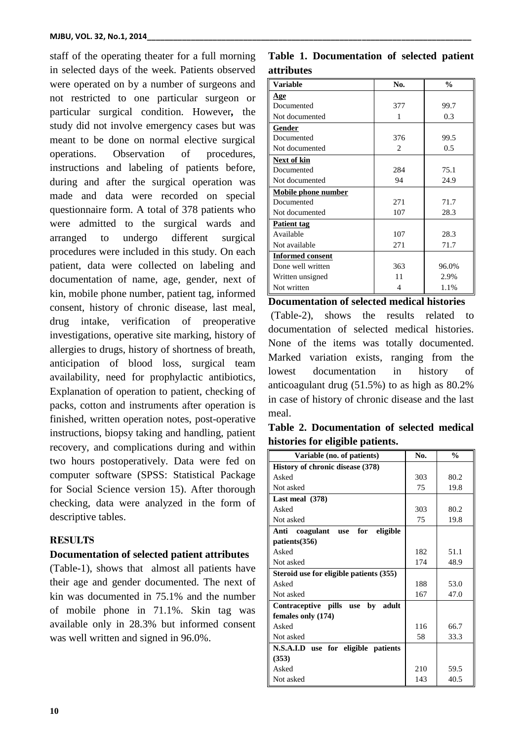staff of the operating theater for a full morning in selected days of the week. Patients observed were operated on by a number of surgeons and not restricted to one particular surgeon or particular surgical condition. However**,** the study did not involve emergency cases but was meant to be done on normal elective surgical operations. Observation of procedures, instructions and labeling of patients before, during and after the surgical operation was made and data were recorded on special questionnaire form. A total of 378 patients who were admitted to the surgical wards and arranged to undergo different surgical procedures were included in this study. On each patient, data were collected on labeling and documentation of name, age, gender, next of kin, mobile phone number, patient tag, informed consent, history of chronic disease, last meal, drug intake, verification of preoperative investigations, operative site marking, history of allergies to drugs, history of shortness of breath, anticipation of blood loss, surgical team availability, need for prophylactic antibiotics, Explanation of operation to patient, checking of packs, cotton and instruments after operation is finished, written operation notes, post-operative instructions, biopsy taking and handling, patient recovery, and complications during and within two hours postoperatively. Data were fed on computer software (SPSS: Statistical Package for Social Science version 15). After thorough checking, data were analyzed in the form of descriptive tables.

## RESULTS

### Documentation of selected patient attributes

(Table-1), shows that almost all patients have their age and gender documented. The next of kin was documented in 75.1% and the number of mobile phone in 71.1%. Skin tag was available only in 28.3% but informed consent was well written and signed in 96.0%.

**Table 1. Documentation of selected patient attributes**

| Variable | No. | % |
|---|---|---|
| **Age** | | |
| Documented | 377 | 99.7 |
| Not documented | 1 | 0.3 |
| **Gender** | | |
| Documented | 376 | 99.5 |
| Not documented | 2 | 0.5 |
| **Next of kin** | | |
| Documented | 284 | 75.1 |
| Not documented | 94 | 24.9 |
| **Mobile phone number** | | |
| Documented | 271 | 71.7 |
| Not documented | 107 | 28.3 |
| **Patient tag** | | |
| Available | 107 | 28.3 |
| Not available | 271 | 71.7 |
| **Informed consent** | | |
| Done well written | 363 | 96.0% |
| Written unsigned | 11 | 2.9% |
| Not written | 4 | 1.1% |

### Documentation of selected medical histories

(Table-2), shows the results related to documentation of selected medical histories. None of the items was totally documented. Marked variation exists, ranging from the lowest documentation in history of anticoagulant drug (51.5%) to as high as 80.2% in case of history of chronic disease and the last meal.

**Table 2. Documentation of selected medical histories for eligible patients.**

| Variable (no. of patients) | No. | % |
|---|---|---|
| **History of chronic disease (378)** | | |
| Asked | 303 | 80.2 |
| Not asked | 75 | 19.8 |
| **Last meal (378)** | | |
| Asked | 303 | 80.2 |
| Not asked | 75 | 19.8 |
| **Anti coagulant use for eligible patients(356)** | | |
| Asked | 182 | 51.1 |
| Not asked | 174 | 48.9 |
| **Steroid use for eligible patients (355)** | | |
| Asked | 188 | 53.0 |
| Not asked | 167 | 47.0 |
| **Contraceptive pills use by adult females only (174)** | | |
| Asked | 116 | 66.7 |
| Not asked | 58 | 33.3 |
| **N.S.A.I.D use for eligible patients (353)** | | |
| Asked | 210 | 59.5 |
| Not asked | 143 | 40.5 |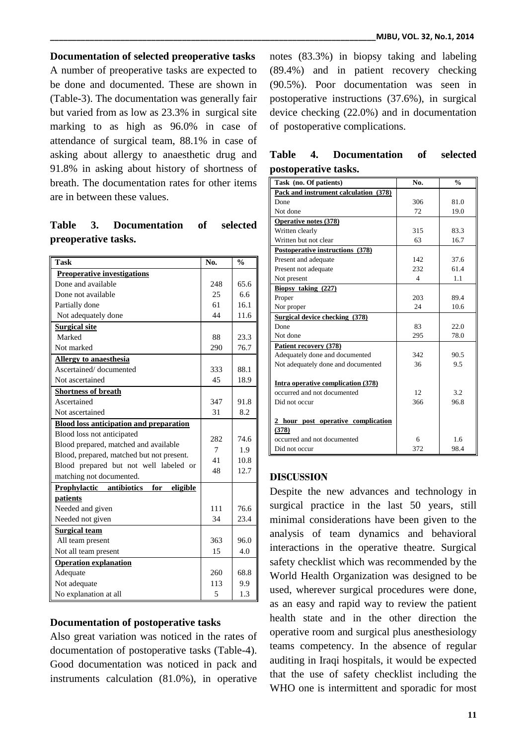### Documentation of selected preoperative tasks

A number of preoperative tasks are expected to be done and documented. These are shown in (Table-3). The documentation was generally fair but varied from as low as 23.3% in surgical site marking to as high as 96.0% in case of attendance of surgical team, 88.1% in case of asking about allergy to anaesthetic drug and 91.8% in asking about history of shortness of breath. The documentation rates for other items are in between these values.

**Table 3. Documentation of selected preoperative tasks.**

| Task | No. | % |
|---|---|---|
| **Preoperative investigations** | | |
| Done and available | 248 | 65.6 |
| Done not available | 25 | 6.6 |
| Partially done | 61 | 16.1 |
| Not adequately done | 44 | 11.6 |
| **Surgical site** | | |
| Marked | 88 | 23.3 |
| Not marked | 290 | 76.7 |
| **Allergy to anaesthesia** | | |
| Ascertained/ documented | 333 | 88.1 |
| Not ascertained | 45 | 18.9 |
| **Shortness of breath** | | |
| Ascertained | 347 | 91.8 |
| Not ascertained | 31 | 8.2 |
| **Blood loss anticipation and preparation** | | |
| Blood loss not anticipated | 282 | 74.6 |
| Blood prepared, matched and available | 7 | 1.9 |
| Blood, prepared, matched but not present. | 41 | 10.8 |
| Blood prepared but not well labeled or matching not documented. | 48 | 12.7 |
| **Prophylactic antibiotics for eligible patients** | | |
| Needed and given | 111 | 76.6 |
| Needed not given | 34 | 23.4 |
| **Surgical team** | | |
| All team present | 363 | 96.0 |
| Not all team present | 15 | 4.0 |
| **Operation explanation** | | |
| Adequate | 260 | 68.8 |
| Not adequate | 113 | 9.9 |
| No explanation at all | 5 | 1.3 |

### Documentation of postoperative tasks

Also great variation was noticed in the rates of documentation of postoperative tasks (Table-4). Good documentation was noticed in pack and instruments calculation (81.0%), in operative notes (83.3%) in biopsy taking and labeling (89.4%) and in patient recovery checking (90.5%). Poor documentation was seen in postoperative instructions (37.6%), in surgical device checking (22.0%) and in documentation of postoperative complications.

**Table 4. Documentation of selected postoperative tasks.**

| Task (no. Of patients) | No. | % |
|---|---|---|
| **Pack and instrument calculation (378)** | | |
| Done | 306 | 81.0 |
| Not done | 72 | 19.0 |
| **Operative notes (378)** | | |
| Written clearly | 315 | 83.3 |
| Written but not clear | 63 | 16.7 |
| **Postoperative instructions (378)** | | |
| Present and adequate | 142 | 37.6 |
| Present not adequate | 232 | 61.4 |
| Not present | 4 | 1.1 |
| **Biopsy taking (227)** | | |
| Proper | 203 | 89.4 |
| Nor proper | 24 | 10.6 |
| **Surgical device checking (378)** | | |
| Done | 83 | 22.0 |
| Not done | 295 | 78.0 |
| **Patient recovery (378)** | | |
| Adequately done and documented | 342 | 90.5 |
| Not adequately done and documented | 36 | 9.5 |
| **Intra operative complication (378)** | | |
| occurred and not documented | 12 | 3.2 |
| Did not occur | 366 | 96.8 |
| **2 hour post operative complication (378)** | | |
| occurred and not documented | 6 | 1.6 |
| Did not occur | 372 | 98.4 |

## DISCUSSION

Despite the new advances and technology in surgical practice in the last 50 years, still minimal considerations have been given to the analysis of team dynamics and behavioral interactions in the operative theatre. Surgical safety checklist which was recommended by the World Health Organization was designed to be used, wherever surgical procedures were done, as an easy and rapid way to review the patient health state and in the other direction the operative room and surgical plus anesthesiology teams competency. In the absence of regular auditing in Iraqi hospitals, it would be expected that the use of safety checklist including the WHO one is intermittent and sporadic for most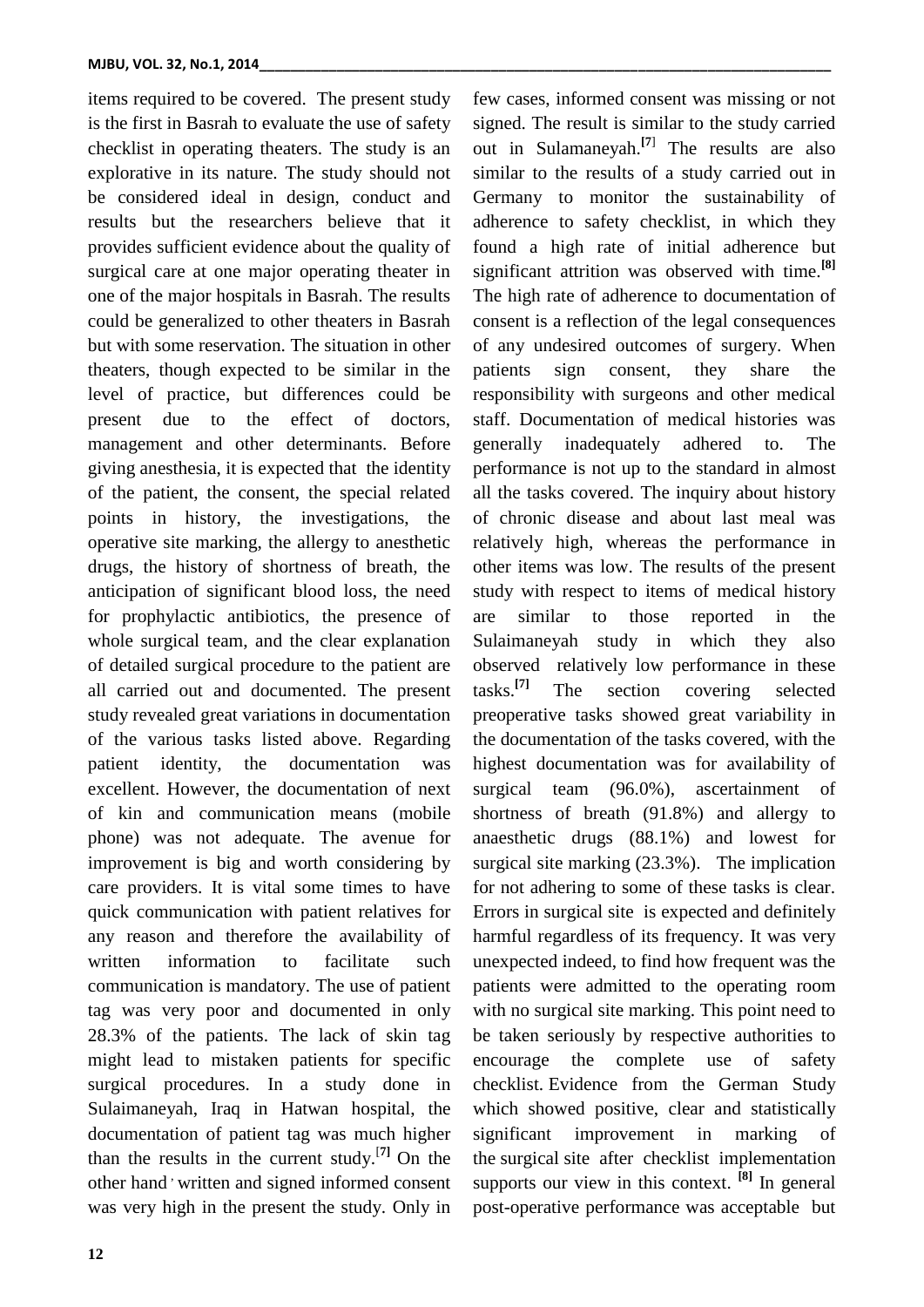items required to be covered. The present study is the first in Basrah to evaluate the use of safety checklist in operating theaters. The study is an explorative in its nature. The study should not be considered ideal in design, conduct and results but the researchers believe that it provides sufficient evidence about the quality of surgical care at one major operating theater in one of the major hospitals in Basrah. The results could be generalized to other theaters in Basrah but with some reservation. The situation in other theaters, though expected to be similar in the level of practice, but differences could be present due to the effect of doctors, management and other determinants. Before giving anesthesia, it is expected that the identity of the patient, the consent, the special related points in history, the investigations, the operative site marking, the allergy to anesthetic drugs, the history of shortness of breath, the anticipation of significant blood loss, the need for prophylactic antibiotics, the presence of whole surgical team, and the clear explanation of detailed surgical procedure to the patient are all carried out and documented. The present study revealed great variations in documentation of the various tasks listed above. Regarding patient identity, the documentation was excellent. However, the documentation of next of kin and communication means (mobile phone) was not adequate. The avenue for improvement is big and worth considering by care providers. It is vital some times to have quick communication with patient relatives for any reason and therefore the availability of written information to facilitate such communication is mandatory. The use of patient tag was very poor and documented in only 28.3% of the patients. The lack of skin tag might lead to mistaken patients for specific surgical procedures. In a study done in Sulaimaneyah, Iraq in Hatwan hospital, the documentation of patient tag was much higher than the results in the current study.[7] On the other hand, written and signed informed consent was very high in the present study. Only in few cases, informed consent was missing or not signed. The result is similar to the study carried out in Sulamaneyah.[7] The results are also similar to the results of a study carried out in Germany to monitor the sustainability of adherence to safety checklist, in which they found a high rate of initial adherence but significant attrition was observed with time.[8] The high rate of adherence to documentation of consent is a reflection of the legal consequences of any undesired outcomes of surgery. When patients sign consent, they share the responsibility with surgeons and other medical staff. Documentation of medical histories was generally inadequately adhered to. The performance is not up to the standard in almost all the tasks covered. The inquiry about history of chronic disease and about last meal was relatively high, whereas the performance in other items was low. The results of the present study with respect to items of medical history are similar to those reported in the Sulaimaneyah study in which they also observed relatively low performance in these tasks.[7] The section covering selected preoperative tasks showed great variability in the documentation of the tasks covered, with the highest documentation was for availability of surgical team (96.0%), ascertainment of shortness of breath (91.8%) and allergy to anaesthetic drugs (88.1%) and lowest for surgical site marking (23.3%). The implication for not adhering to some of these tasks is clear. Errors in surgical site is expected and definitely harmful regardless of its frequency. It was very unexpected indeed, to find how frequent was the patients were admitted to the operating room with no surgical site marking. This point need to be taken seriously by respective authorities to encourage the complete use of safety checklist. Evidence from the German Study which showed positive, clear and statistically significant improvement in marking of the surgical site after checklist implementation supports our view in this context. [8] In general post-operative performance was acceptable but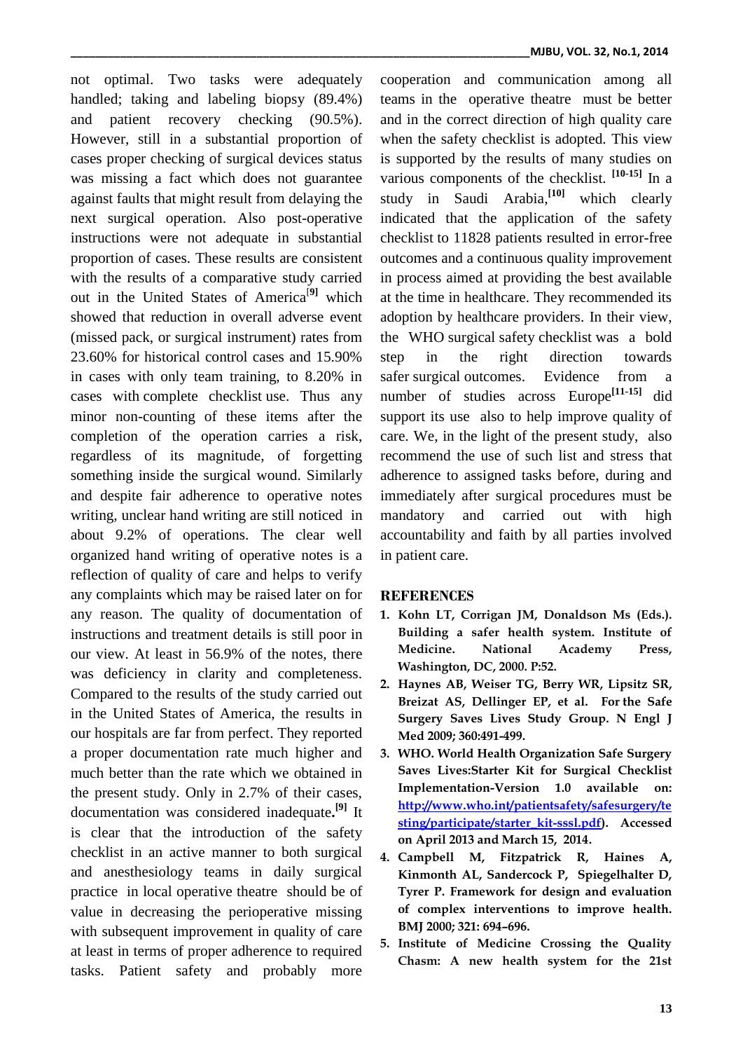not optimal. Two tasks were adequately handled; taking and labeling biopsy (89.4%) and patient recovery checking (90.5%). However, still in a substantial proportion of cases proper checking of surgical devices status was missing a fact which does not guarantee against faults that might result from delaying the next surgical operation. Also post-operative instructions were not adequate in substantial proportion of cases. These results are consistent with the results of a comparative study carried out in the United States of America[9] which showed that reduction in overall adverse event (missed pack, or surgical instrument) rates from 23.60% for historical control cases and 15.90% in cases with only team training, to 8.20% in cases with complete checklist use. Thus any minor non-counting of these items after the completion of the operation carries a risk, regardless of its magnitude, of forgetting something inside the surgical wound. Similarly and despite fair adherence to operative notes writing, unclear hand writing are still noticed in about 9.2% of operations. The clear well organized hand writing of operative notes is a reflection of quality of care and helps to verify any complaints which may be raised later on for any reason. The quality of documentation of instructions and treatment details is still poor in our view. At least in 56.9% of the notes, there was deficiency in clarity and completeness. Compared to the results of the study carried out in the United States of America, the results in our hospitals are far from perfect. They reported a proper documentation rate much higher and much better than the rate which we obtained in the present study. Only in 2.7% of their cases, documentation was considered inadequate.[9] It is clear that the introduction of the safety checklist in an active manner to both surgical and anesthesiology teams in daily surgical practice in local operative theatre should be of value in decreasing the perioperative missing with subsequent improvement in quality of care at least in terms of proper adherence to required tasks. Patient safety and probably more cooperation and communication among all teams in the operative theatre must be better and in the correct direction of high quality care when the safety checklist is adopted. This view is supported by the results of many studies on various components of the checklist. [10-15] In a study in Saudi Arabia,[10] which clearly indicated that the application of the safety checklist to 11828 patients resulted in error-free outcomes and a continuous quality improvement in process aimed at providing the best available at the time in healthcare. They recommended its adoption by healthcare providers. In their view, the WHO surgical safety checklist was a bold step in the right direction towards safer surgical outcomes. Evidence from a number of studies across Europe[11-15] did support its use also to help improve quality of care. We, in the light of the present study, also recommend the use of such list and stress that adherence to assigned tasks before, during and immediately after surgical procedures must be mandatory and carried out with high accountability and faith by all parties involved in patient care.

## REFERENCES

1. **Kohn LT, Corrigan JM, Donaldson Ms (Eds.). Building a safer health system. Institute of Medicine. National Academy Press, Washington, DC, 2000. P:52.**
2. **Haynes AB, Weiser TG, Berry WR, Lipsitz SR, Breizat AS, Dellinger EP, et al. For the Safe Surgery Saves Lives Study Group. N Engl J Med 2009; 360:491-499.**
3. **WHO. World Health Organization Safe Surgery Saves Lives:Starter Kit for Surgical Checklist Implementation-Version 1.0 available on: [http://www.who.int/patientsafety/safesurgery/testing/participate/starter_kit-sssl.pdf](http://www.who.int/patientsafety/safesurgery/testing/participate/starter_kit-sssl.pdf)). Accessed on April 2013 and March 15, 2014.**
4. **Campbell M, Fitzpatrick R, Haines A, Kinmonth AL, Sandercock P, Spiegelhalter D, Tyrer P. Framework for design and evaluation of complex interventions to improve health. BMJ 2000; 321: 694–696.**
5. **Institute of Medicine Crossing the Quality Chasm: A new health system for the 21st**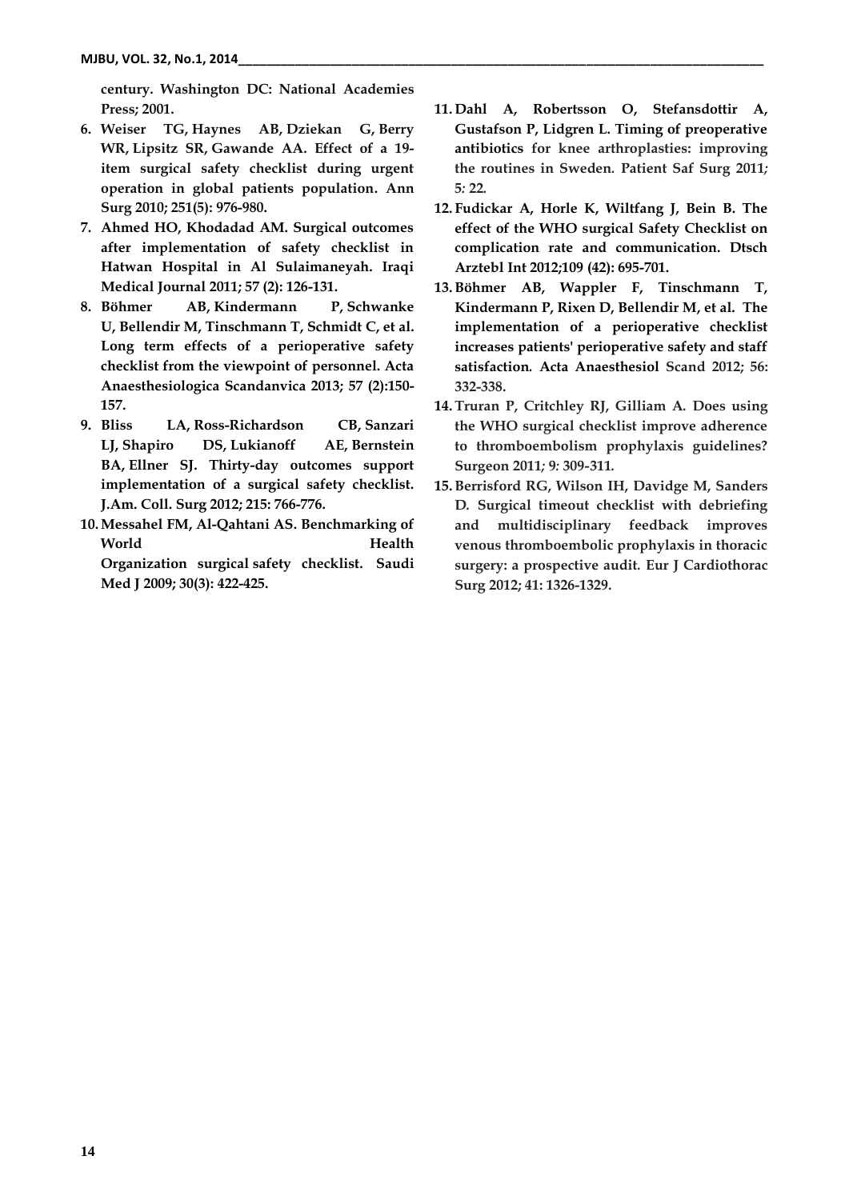century. Washington DC: National Academies Press; 2001.

6. Weiser TG, Haynes AB, Dziekan G, Berry WR, Lipsitz SR, Gawande AA. Effect of a 19-item surgical safety checklist during urgent operation in global patients population. Ann Surg 2010; 251(5): 976-980.
7. Ahmed HO, Khodadad AM. Surgical outcomes after implementation of safety checklist in Hatwan Hospital in Al Sulaimaneyah. Iraqi Medical Journal 2011; 57 (2): 126-131.
8. Böhmer AB, Kindermann P, Schwanke U, Bellendir M, Tinschmann T, Schmidt C, et al. Long term effects of a perioperative safety checklist from the viewpoint of personnel. Acta Anaesthesiologica Scandanvica 2013; 57 (2):150-157.
9. Bliss LA, Ross-Richardson CB, Sanzari LJ, Shapiro DS, Lukianoff AE, Bernstein BA, Ellner SJ. Thirty-day outcomes support implementation of a surgical safety checklist. J.Am. Coll. Surg 2012; 215: 766-776.
10. Messahel FM, Al-Qahtani AS. Benchmarking of World Health Organization surgical safety checklist. Saudi Med J 2009; 30(3): 422-425.
11. Dahl A, Robertsson O, Stefansdottir A, Gustafson P, Lidgren L. Timing of preoperative antibiotics for knee arthroplasties: improving the routines in Sweden. Patient Saf Surg 2011; 5: 22.
12. Fudickar A, Horle K, Wiltfang J, Bein B. The effect of the WHO surgical Safety Checklist on complication rate and communication. Dtsch Arztebl Int 2012;109 (42): 695-701.
13. Böhmer AB, Wappler F, Tinschmann T, Kindermann P, Rixen D, Bellendir M, et al. The implementation of a perioperative checklist increases patients' perioperative safety and staff satisfaction. Acta Anaesthesiol Scand 2012; 56: 332-338.
14. Truran P, Critchley RJ, Gilliam A. Does using the WHO surgical checklist improve adherence to thromboembolism prophylaxis guidelines? Surgeon 2011; 9: 309-311.
15. Berrisford RG, Wilson IH, Davidge M, Sanders D. Surgical timeout checklist with debriefing and multidisciplinary feedback improves venous thromboembolic prophylaxis in thoracic surgery: a prospective audit. Eur J Cardiothorac Surg 2012; 41: 1326-1329.